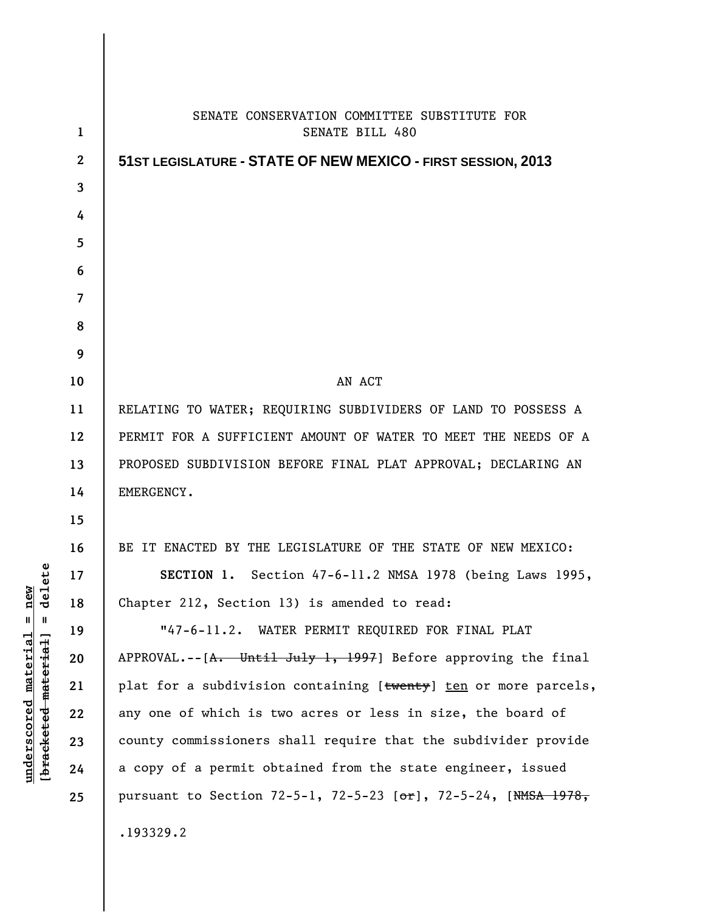SENATE CONSERVATION COMMITTEE SUBSTITUTE FOR
SENATE BILL 480

**51ST LEGISLATURE - STATE OF NEW MEXICO - FIRST SESSION, 2013**

AN ACT

RELATING TO WATER; REQUIRING SUBDIVIDERS OF LAND TO POSSESS A PERMIT FOR A SUFFICIENT AMOUNT OF WATER TO MEET THE NEEDS OF A PROPOSED SUBDIVISION BEFORE FINAL PLAT APPROVAL; DECLARING AN EMERGENCY.

BE IT ENACTED BY THE LEGISLATURE OF THE STATE OF NEW MEXICO:

**SECTION 1.** Section 47-6-11.2 NMSA 1978 (being Laws 1995, Chapter 212, Section 13) is amended to read:

"47-6-11.2. WATER PERMIT REQUIRED FOR FINAL PLAT APPROVAL.--[~~A. Until July 1, 1997~~] Before approving the final plat for a subdivision containing [~~twenty~~] <u>ten</u> or more parcels, any one of which is two acres or less in size, the board of county commissioners shall require that the subdivider provide a copy of a permit obtained from the state engineer, issued pursuant to Section 72-5-1, 72-5-23 [~~or~~], 72-5-24, [~~NMSA 1978,~~

.193329.2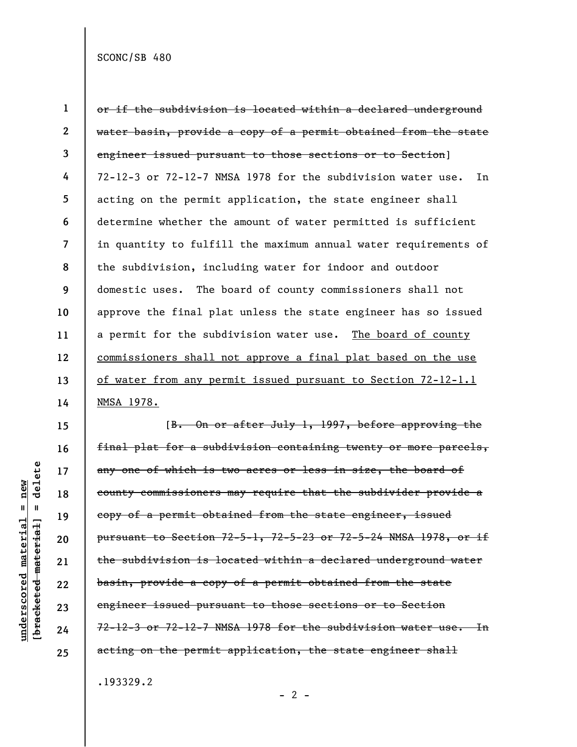~~or if the subdivision is located within a declared underground water basin, provide a copy of a permit obtained from the state engineer issued pursuant to those sections or to Section~~] 72-12-3 or 72-12-7 NMSA 1978 for the subdivision water use. In acting on the permit application, the state engineer shall determine whether the amount of water permitted is sufficient in quantity to fulfill the maximum annual water requirements of the subdivision, including water for indoor and outdoor domestic uses. The board of county commissioners shall not approve the final plat unless the state engineer has so issued a permit for the subdivision water use. <u>The board of county commissioners shall not approve a final plat based on the use of water from any permit issued pursuant to Section 72-12-1.1 NMSA 1978.</u>

[~~B. On or after July 1, 1997, before approving the final plat for a subdivision containing twenty or more parcels, any one of which is two acres or less in size, the board of county commissioners may require that the subdivider provide a copy of a permit obtained from the state engineer, issued pursuant to Section 72-5-1, 72-5-23 or 72-5-24 NMSA 1978, or if the subdivision is located within a declared underground water basin, provide a copy of a permit obtained from the state engineer issued pursuant to those sections or to Section 72-12-3 or 72-12-7 NMSA 1978 for the subdivision water use. In acting on the permit application, the state engineer shall~~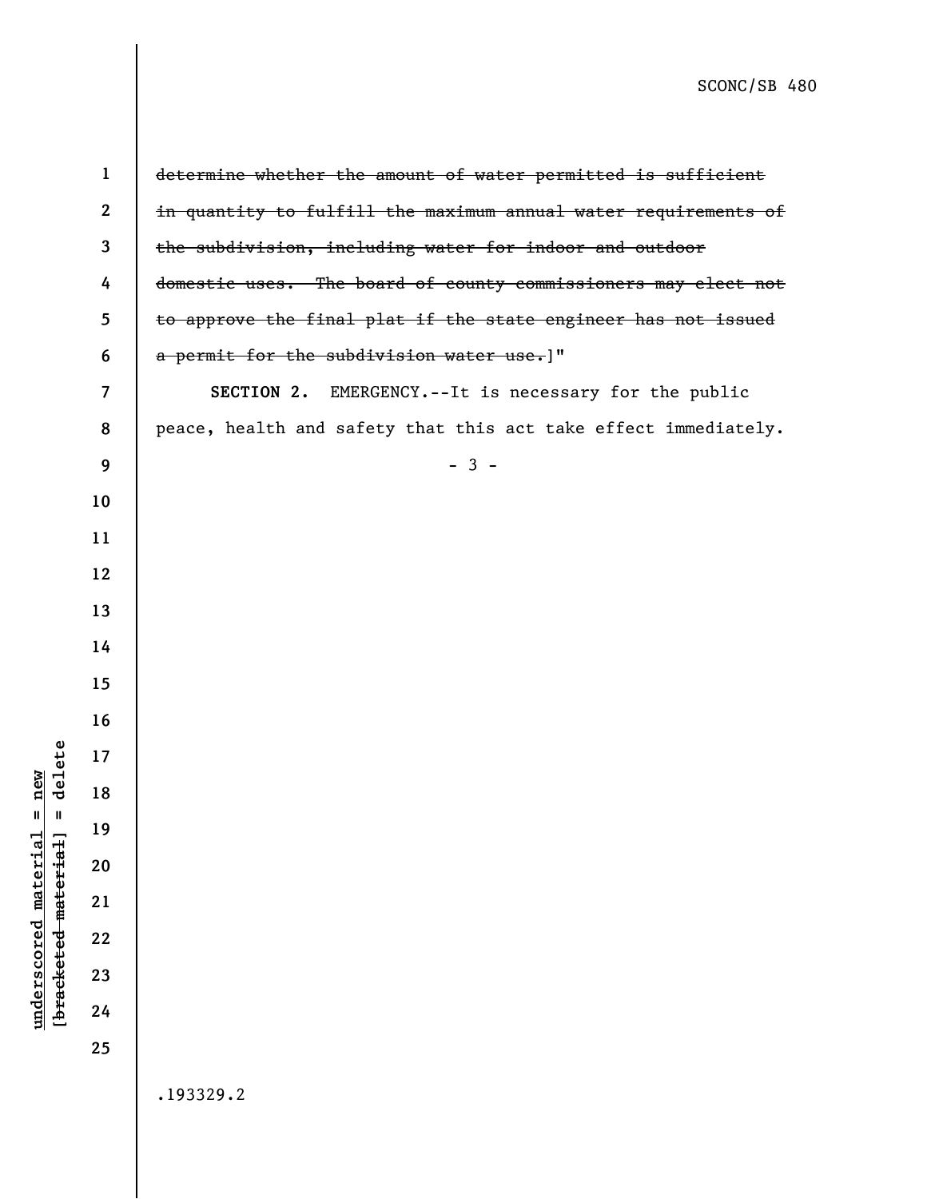~~determine whether the amount of water permitted is sufficient in quantity to fulfill the maximum annual water requirements of the subdivision, including water for indoor and outdoor domestic uses. The board of county commissioners may elect not to approve the final plat if the state engineer has not issued a permit for the subdivision water use.~~]"

**SECTION 2.** EMERGENCY.--It is necessary for the public peace, health and safety that this act take effect immediately.

.193329.2